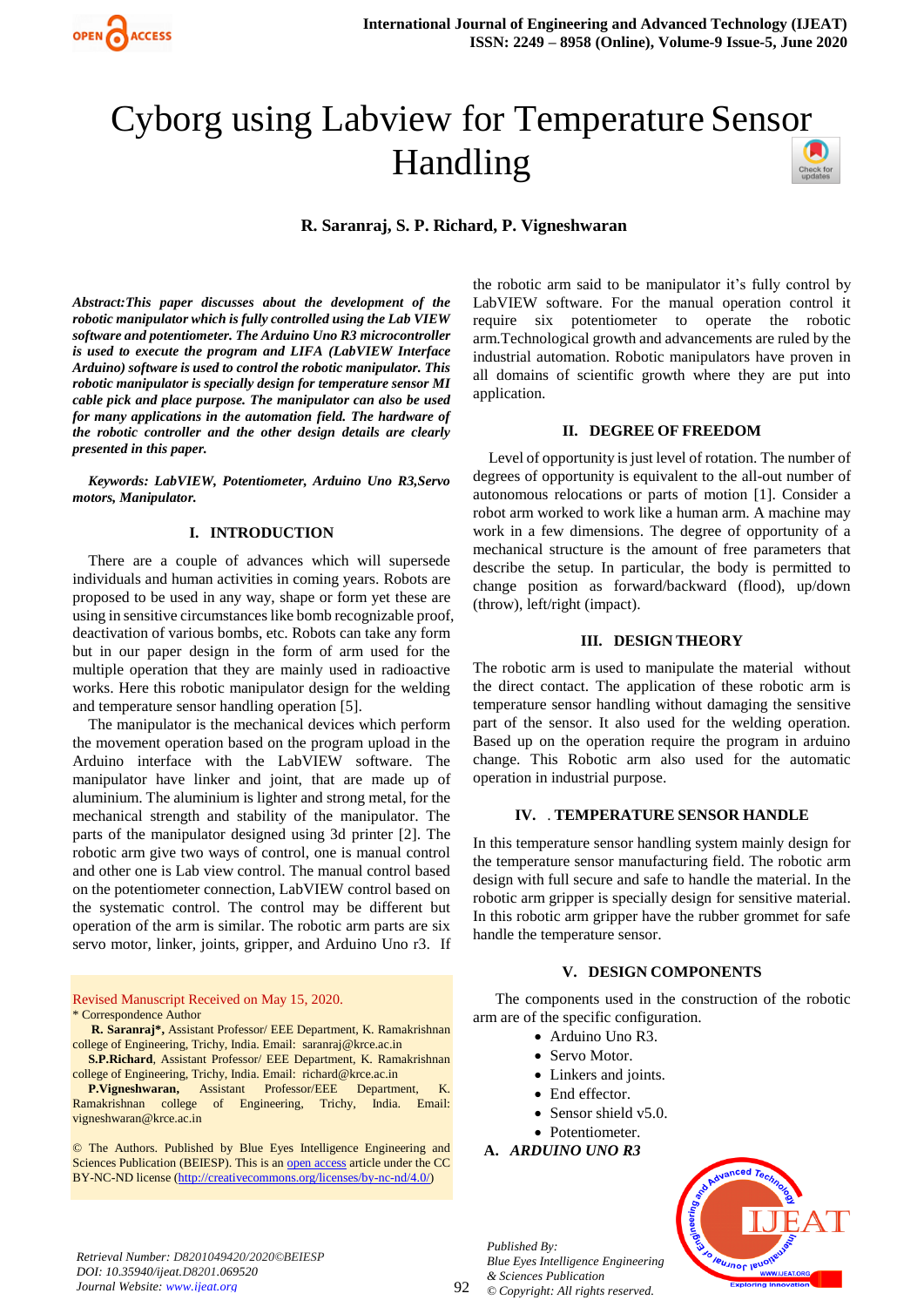# Cyborg using Labview for Temperature Sensor Handling

**R. Saranraj, S. P. Richard, P. Vigneshwaran**

***Abstract:This paper discusses about the development of the robotic manipulator which is fully controlled using the Lab VIEW software and potentiometer. The Arduino Uno R3 microcontroller is used to execute the program and LIFA (LabVIEW Interface Arduino) software is used to control the robotic manipulator. This robotic manipulator is specially design for temperature sensor MI cable pick and place purpose. The manipulator can also be used for many applications in the automation field. The hardware of the robotic controller and the other design details are clearly presented in this paper.***

***Keywords: LabVIEW, Potentiometer, Arduino Uno R3,Servo motors, Manipulator.***

## I. INTRODUCTION

There are a couple of advances which will supersede individuals and human activities in coming years. Robots are proposed to be used in any way, shape or form yet these are using in sensitive circumstances like bomb recognizable proof, deactivation of various bombs, etc. Robots can take any form but in our paper design in the form of arm used for the multiple operation that they are mainly used in radioactive works. Here this robotic manipulator design for the welding and temperature sensor handling operation [5].

The manipulator is the mechanical devices which perform the movement operation based on the program upload in the Arduino interface with the LabVIEW software. The manipulator have linker and joint, that are made up of aluminium. The aluminium is lighter and strong metal, for the mechanical strength and stability of the manipulator. The parts of the manipulator designed using 3d printer [2]. The robotic arm give two ways of control, one is manual control and other one is Lab view control. The manual control based on the potentiometer connection, LabVIEW control based on the systematic control. The control may be different but operation of the arm is similar. The robotic arm parts are six servo motor, linker, joints, gripper, and Arduino Uno r3. If the robotic arm said to be manipulator it's fully control by LabVIEW software. For the manual operation control it require six potentiometer to operate the robotic arm.Technological growth and advancements are ruled by the industrial automation. Robotic manipulators have proven in all domains of scientific growth where they are put into application.

Revised Manuscript Received on May 15, 2020.

\* Correspondence Author

**R. Saranraj\*,** Assistant Professor/ EEE Department, K. Ramakrishnan college of Engineering, Trichy, India. Email: saranraj@krce.ac.in

**S.P.Richard**, Assistant Professor/ EEE Department, K. Ramakrishnan college of Engineering, Trichy, India. Email: richard@krce.ac.in

**P.Vigneshwaran,** Assistant Professor/EEE Department, K. Ramakrishnan college of Engineering, Trichy, India. Email: vigneshwaran@krce.ac.in

© The Authors. Published by Blue Eyes Intelligence Engineering and Sciences Publication (BEIESP). This is an open access article under the CC BY-NC-ND license (http://creativecommons.org/licenses/by-nc-nd/4.0/)

## II. DEGREE OF FREEDOM

Level of opportunity is just level of rotation. The number of degrees of opportunity is equivalent to the all-out number of autonomous relocations or parts of motion [1]. Consider a robot arm worked to work like a human arm. A machine may work in a few dimensions. The degree of opportunity of a mechanical structure is the amount of free parameters that describe the setup. The body is permitted to change position as forward/backward (flood), up/down (throw), left/right (impact).

## III. DESIGN THEORY

The robotic arm is used to manipulate the material without the direct contact. The application of these robotic arm is temperature sensor handling without damaging the sensitive part of the sensor. It also used for the welding operation. Based up on the operation require the program in arduino change. This Robotic arm also used for the automatic operation in industrial purpose.

## IV. . TEMPERATURE SENSOR HANDLE

In this temperature sensor handling system mainly design for the temperature sensor manufacturing field. The robotic arm design with full secure and safe to handle the material. In the robotic arm gripper is specially design for sensitive material. In this robotic arm gripper have the rubber grommet for safe handle the temperature sensor.

## V. DESIGN COMPONENTS

The components used in the construction of the robotic arm are of the specific configuration.

- Arduino Uno R3.
- Servo Motor.
- Linkers and joints.
- End effector.
- Sensor shield v5.0.
- Potentiometer.

### A. *ARDUINO UNO R3*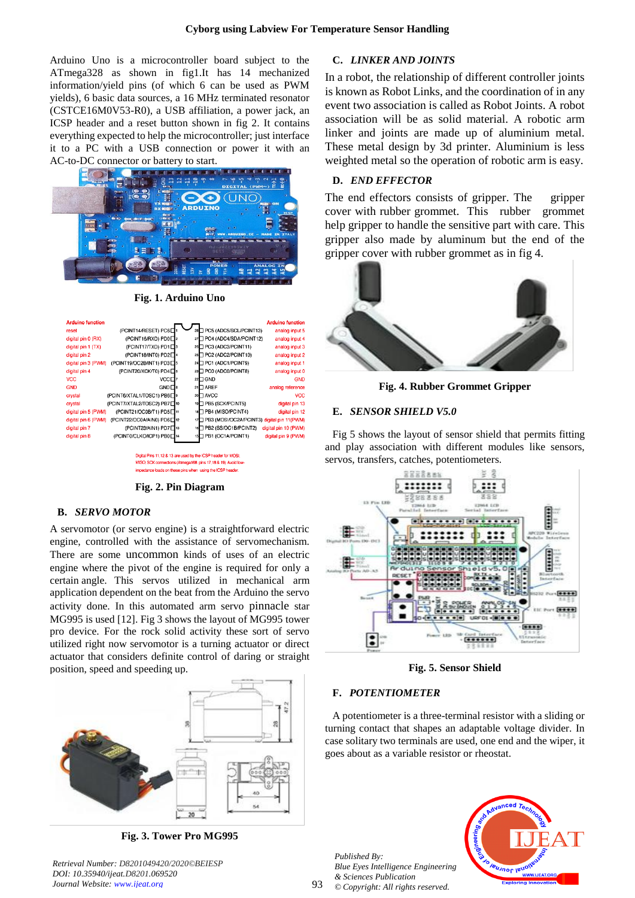Arduino Uno is a microcontroller board subject to the ATmega328 as shown in fig1.It has 14 mechanized information/yield pins (of which 6 can be used as PWM yields), 6 basic data sources, a 16 MHz terminated resonator (CSTCE16M0V53-R0), a USB affiliation, a power jack, an ICSP header and a reset button shown in fig 2. It contains everything expected to help the microcontroller; just interface it to a PC with a USB connection or power it with an AC-to-DC connector or battery to start.

**Fig. 1. Arduino Uno**

**Fig. 2. Pin Diagram**

### B. *SERVO MOTOR*

A servomotor (or servo engine) is a straightforward electric engine, controlled with the assistance of servomechanism. There are some uncommon kinds of uses of an electric engine where the pivot of the engine is required for only a certain angle. This servos utilized in mechanical arm application dependent on the beat from the Arduino the servo activity done. In this automated arm servo pinnacle star MG995 is used [12]. Fig 3 shows the layout of MG995 tower pro device. For the rock solid activity these sort of servo utilized right now servomotor is a turning actuator or direct actuator that considers definite control of daring or straight position, speed and speeding up.

**Fig. 3. Tower Pro MG995**

### C. *LINKER AND JOINTS*

In a robot, the relationship of different controller joints is known as Robot Links, and the coordination of in any event two association is called as Robot Joints. A robot association will be as solid material. A robotic arm linker and joints are made up of aluminium metal. These metal design by 3d printer. Aluminium is less weighted metal so the operation of robotic arm is easy.

### D. *END EFFECTOR*

The end effectors consists of gripper. The gripper cover with rubber grommet. This rubber grommet help gripper to handle the sensitive part with care. This gripper also made by aluminum but the end of the gripper cover with rubber grommet as in fig 4.

**Fig. 4. Rubber Grommet Gripper**

### E. *SENSOR SHIELD V5.0*

Fig 5 shows the layout of sensor shield that permits fitting and play association with different modules like sensors, servos, transfers, catches, potentiometers.

**Fig. 5. Sensor Shield**

### F. *POTENTIOMETER*

A potentiometer is a three-terminal resistor with a sliding or turning contact that shapes an adaptable voltage divider. In case solitary two terminals are used, one end and the wiper, it goes about as a variable resistor or rheostat.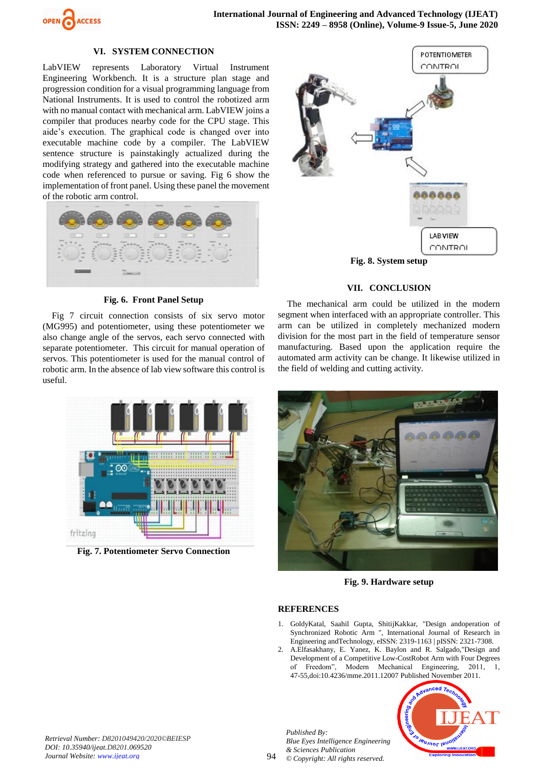## VI. SYSTEM CONNECTION

LabVIEW represents Laboratory Virtual Instrument Engineering Workbench. It is a structure plan stage and progression condition for a visual programming language from National Instruments. It is used to control the robotized arm with no manual contact with mechanical arm. LabVIEW joins a compiler that produces nearby code for the CPU stage. This aide's execution. The graphical code is changed over into executable machine code by a compiler. The LabVIEW sentence structure is painstakingly actualized during the modifying strategy and gathered into the executable machine code when referenced to pursue or saving. Fig 6 show the implementation of front panel. Using these panel the movement of the robotic arm control.

**Fig. 6. Front Panel Setup**

Fig 7 circuit connection consists of six servo motor (MG995) and potentiometer, using these potentiometer we also change angle of the servos, each servo connected with separate potentiometer. This circuit for manual operation of servos. This potentiometer is used for the manual control of robotic arm. In the absence of lab view software this control is useful.

**Fig. 7. Potentiometer Servo Connection**

**Fig. 8. System setup**

## VII. CONCLUSION

The mechanical arm could be utilized in the modern segment when interfaced with an appropriate controller. This arm can be utilized in completely mechanized modern division for the most part in the field of temperature sensor manufacturing. Based upon the application require the automated arm activity can be change. It likewise utilized in the field of welding and cutting activity.

**Fig. 9. Hardware setup**

## REFERENCES

1. GoldyKatal, Saahil Gupta, ShitijKakkar, "Design andoperation of Synchronized Robotic Arm ", International Journal of Research in Engineering andTechnology, eISSN: 2319-1163 | pISSN: 2321-7308.
2. A.Elfasakhany, E. Yanez, K. Baylon and R. Salgado,"Design and Development of a Competitive Low-CostRobot Arm with Four Degrees of Freedom", Modern Mechanical Engineering, 2011, 1, 47-55,doi:10.4236/mme.2011.12007 Published November 2011.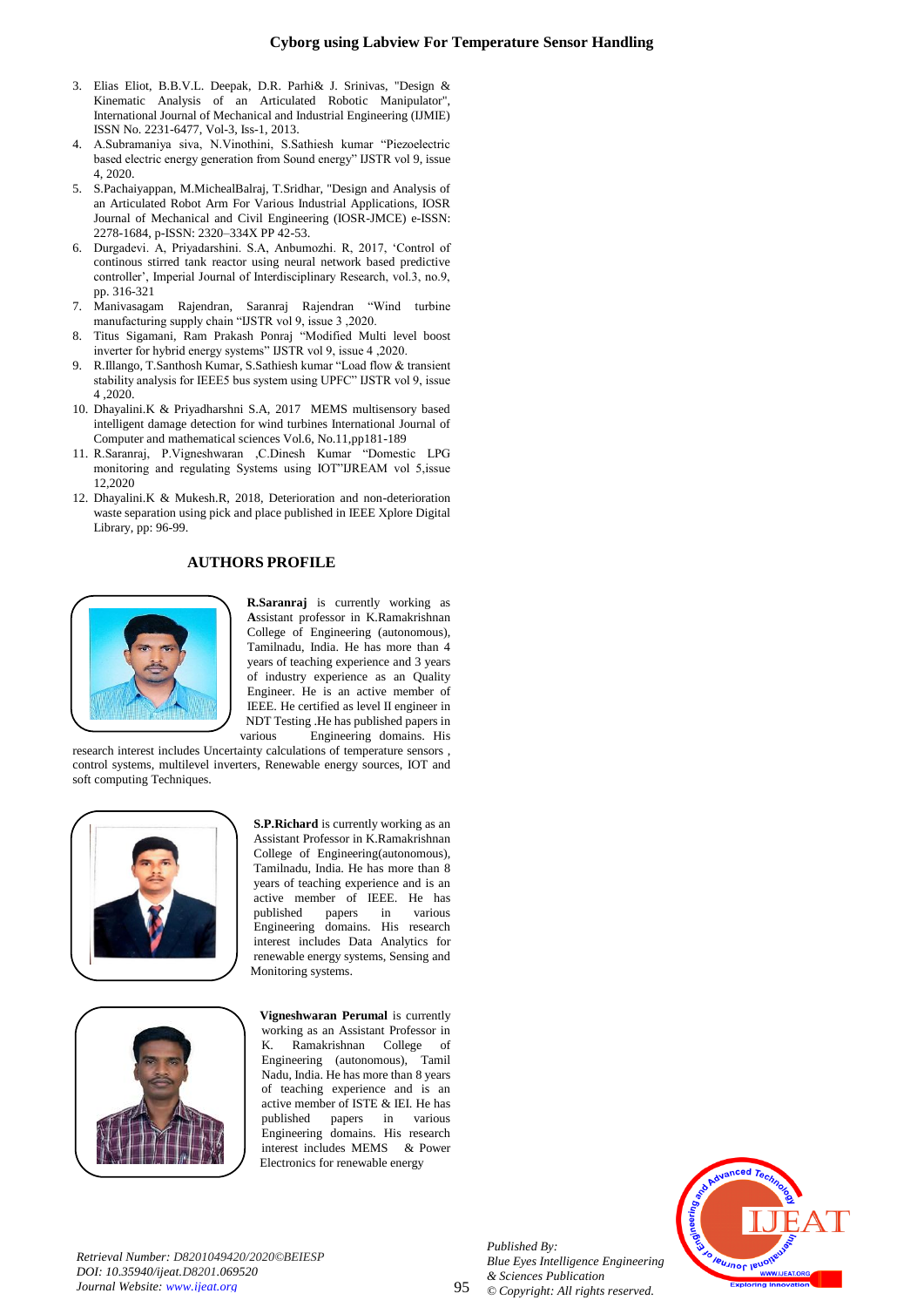3. Elias Eliot, B.B.V.L. Deepak, D.R. Parhi& J. Srinivas, "Design & Kinematic Analysis of an Articulated Robotic Manipulator", International Journal of Mechanical and Industrial Engineering (IJMIE) ISSN No. 2231-6477, Vol-3, Iss-1, 2013.
4. A.Subramaniya siva, N.Vinothini, S.Sathiesh kumar "Piezoelectric based electric energy generation from Sound energy" IJSTR vol 9, issue 4, 2020.
5. S.Pachaiyappan, M.MichealBalraj, T.Sridhar, "Design and Analysis of an Articulated Robot Arm For Various Industrial Applications, IOSR Journal of Mechanical and Civil Engineering (IOSR-JMCE) e-ISSN: 2278-1684, p-ISSN: 2320–334X PP 42-53.
6. Durgadevi. A, Priyadarshini. S.A, Anbumozhi. R, 2017, 'Control of continous stirred tank reactor using neural network based predictive controller', Imperial Journal of Interdisciplinary Research, vol.3, no.9, pp. 316-321
7. Manivasagam Rajendran, Saranraj Rajendran "Wind turbine manufacturing supply chain "IJSTR vol 9, issue 3 ,2020.
8. Titus Sigamani, Ram Prakash Ponraj "Modified Multi level boost inverter for hybrid energy systems" IJSTR vol 9, issue 4 ,2020.
9. R.Illango, T.Santhosh Kumar, S.Sathiesh kumar "Load flow & transient stability analysis for IEEE5 bus system using UPFC" IJSTR vol 9, issue 4 ,2020.
10. Dhayalini.K & Priyadharshni S.A, 2017 MEMS multisensory based intelligent damage detection for wind turbines International Journal of Computer and mathematical sciences Vol.6, No.11,pp181-189
11. R.Saranraj, P.Vigneshwaran ,C.Dinesh Kumar "Domestic LPG monitoring and regulating Systems using IOT"IJREAM vol 5,issue 12,2020
12. Dhayalini.K & Mukesh.R, 2018, Deterioration and non-deterioration waste separation using pick and place published in IEEE Xplore Digital Library, pp: 96-99.

## AUTHORS PROFILE

**R.Saranraj** is currently working as Assistant professor in K.Ramakrishnan College of Engineering (autonomous), Tamilnadu, India. He has more than 4 years of teaching experience and 3 years of industry experience as an Quality Engineer. He is an active member of IEEE. He certified as level II engineer in NDT Testing .He has published papers in various Engineering domains. His research interest includes Uncertainty calculations of temperature sensors , control systems, multilevel inverters, Renewable energy sources, IOT and soft computing Techniques.

**S.P.Richard** is currently working as an Assistant Professor in K.Ramakrishnan College of Engineering(autonomous), Tamilnadu, India. He has more than 8 years of teaching experience and is an active member of IEEE. He has published papers in various Engineering domains. His research interest includes Data Analytics for renewable energy systems, Sensing and Monitoring systems.

**Vigneshwaran Perumal** is currently working as an Assistant Professor in K. Ramakrishnan College of Engineering (autonomous), Tamil Nadu, India. He has more than 8 years of teaching experience and is an active member of ISTE & IEI. He has published papers in various Engineering domains. His research interest includes MEMS & Power Electronics for renewable energy